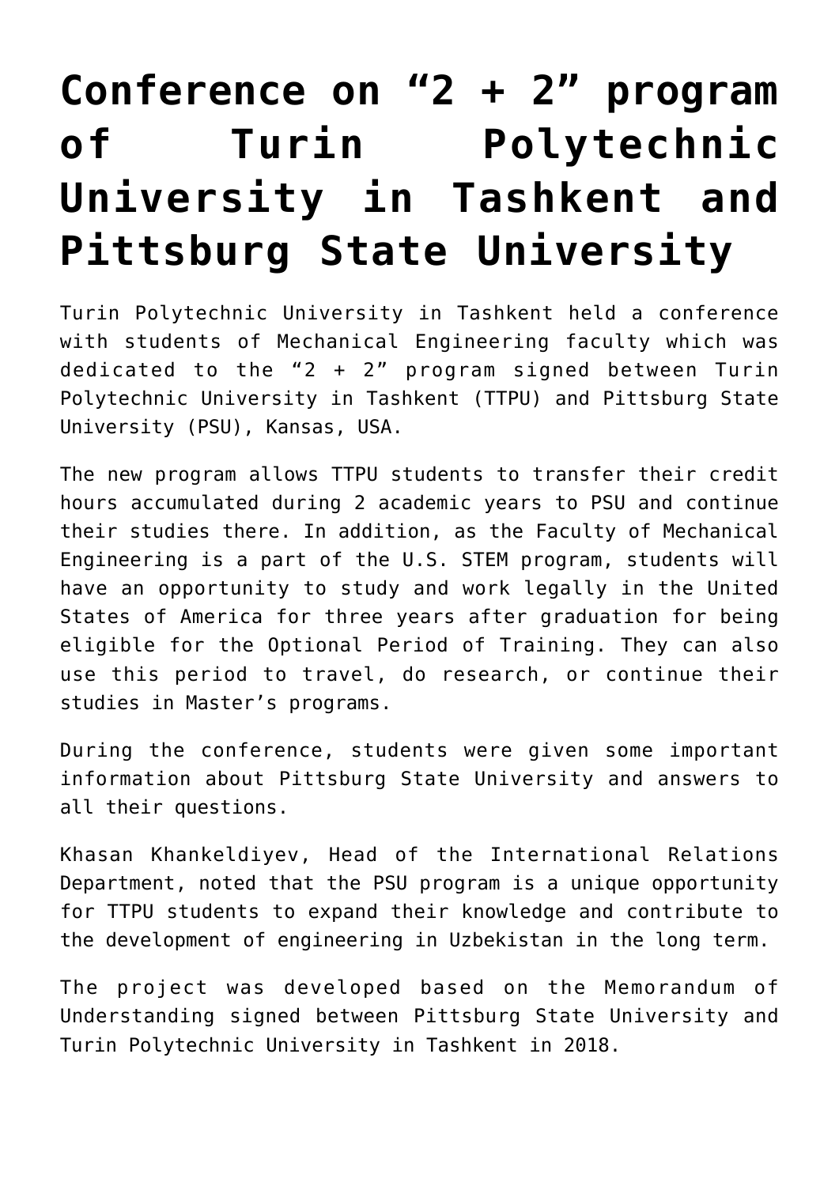# Conference on “2 + 2” program of Turin Polytechnic University in Tashkent and Pittsburg State University

Turin Polytechnic University in Tashkent held a conference with students of Mechanical Engineering faculty which was dedicated to the “2 + 2” program signed between Turin Polytechnic University in Tashkent (TTPU) and Pittsburg State University (PSU), Kansas, USA.

The new program allows TTPU students to transfer their credit hours accumulated during 2 academic years to PSU and continue their studies there. In addition, as the Faculty of Mechanical Engineering is a part of the U.S. STEM program, students will have an opportunity to study and work legally in the United States of America for three years after graduation for being eligible for the Optional Period of Training. They can also use this period to travel, do research, or continue their studies in Master’s programs.

During the conference, students were given some important information about Pittsburg State University and answers to all their questions.

Khasan Khankeldiyev, Head of the International Relations Department, noted that the PSU program is a unique opportunity for TTPU students to expand their knowledge and contribute to the development of engineering in Uzbekistan in the long term.

The project was developed based on the Memorandum of Understanding signed between Pittsburg State University and Turin Polytechnic University in Tashkent in 2018.